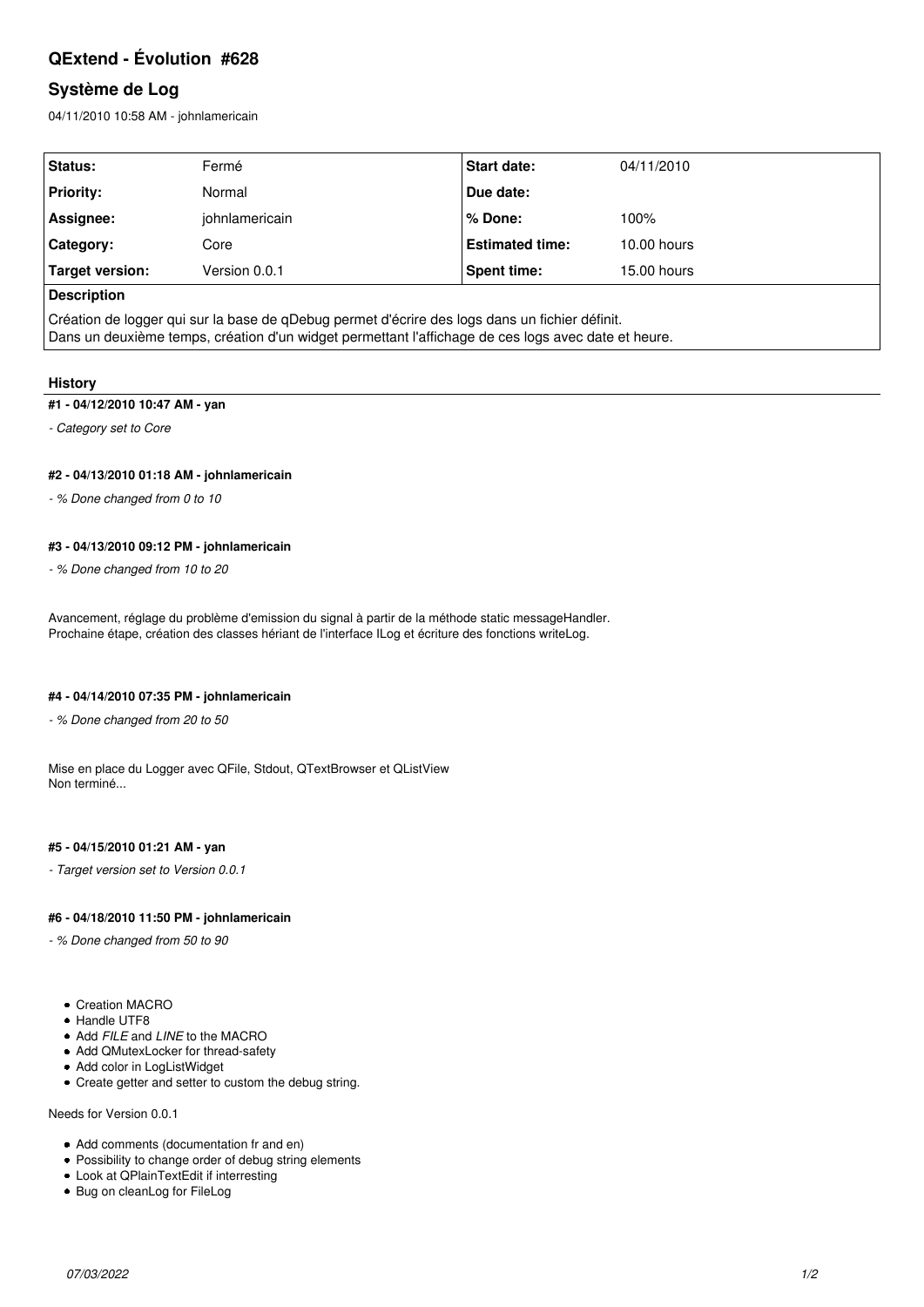# QExtend - Évolution #628

## Système de Log

04/11/2010 10:58 AM - johnlamericain

| Status: | Fermé | Start date: | 04/11/2010 |
|---|---|---|---|
| Priority: | Normal | Due date: | |
| Assignee: | johnlamericain | % Done: | 100% |
| Category: | Core | Estimated time: | 10.00 hours |
| Target version: | Version 0.0.1 | Spent time: | 15.00 hours |

**Description**

Création de logger qui sur la base de qDebug permet d'écrire des logs dans un fichier définit.
Dans un deuxième temps, création d'un widget permettant l'affichage de ces logs avec date et heure.

### History

#### #1 - 04/12/2010 10:47 AM - yan

*- Category set to Core*

#### #2 - 04/13/2010 01:18 AM - johnlamericain

*- % Done changed from 0 to 10*

#### #3 - 04/13/2010 09:12 PM - johnlamericain

*- % Done changed from 10 to 20*

Avancement, réglage du problème d'emission du signal à partir de la méthode static messageHandler.
Prochaine étape, création des classes hériant de l'interface ILog et écriture des fonctions writeLog.

#### #4 - 04/14/2010 07:35 PM - johnlamericain

*- % Done changed from 20 to 50*

Mise en place du Logger avec QFile, Stdout, QTextBrowser et QListView
Non terminé...

#### #5 - 04/15/2010 01:21 AM - yan

*- Target version set to Version 0.0.1*

#### #6 - 04/18/2010 11:50 PM - johnlamericain

*- % Done changed from 50 to 90*

- Creation MACRO
- Handle UTF8
- Add *FILE* and *LINE* to the MACRO
- Add QMutexLocker for thread-safety
- Add color in LogListWidget
- Create getter and setter to custom the debug string.

Needs for Version 0.0.1

- Add comments (documentation fr and en)
- Possibility to change order of debug string elements
- Look at QPlainTextEdit if interresting
- Bug on cleanLog for FileLog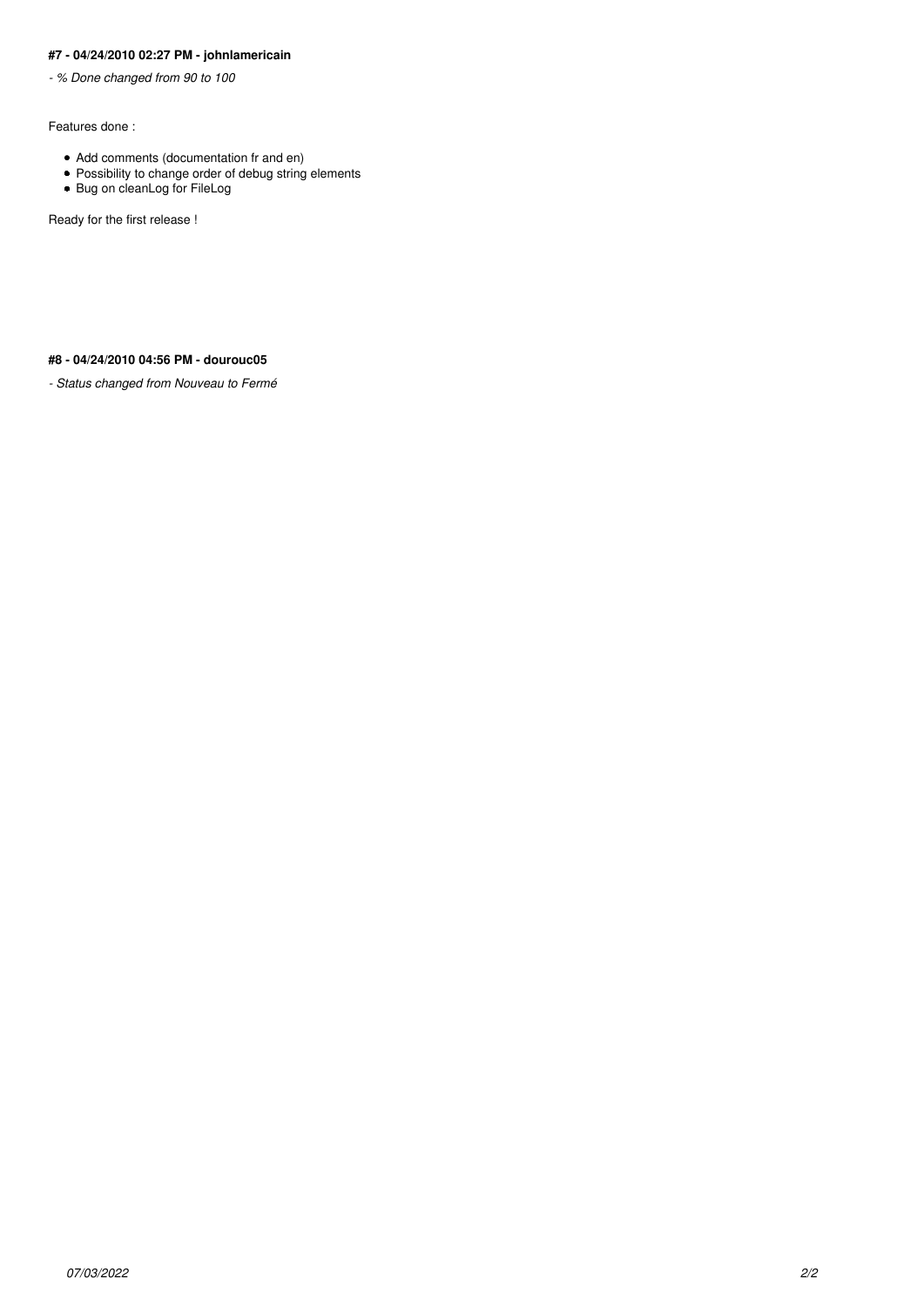#### #7 - 04/24/2010 02:27 PM - johnlamericain

*- % Done changed from 90 to 100*

Features done :

- Add comments (documentation fr and en)
- Possibility to change order of debug string elements
- Bug on cleanLog for FileLog

Ready for the first release !

#### #8 - 04/24/2010 04:56 PM - dourouc05

*- Status changed from Nouveau to Fermé*